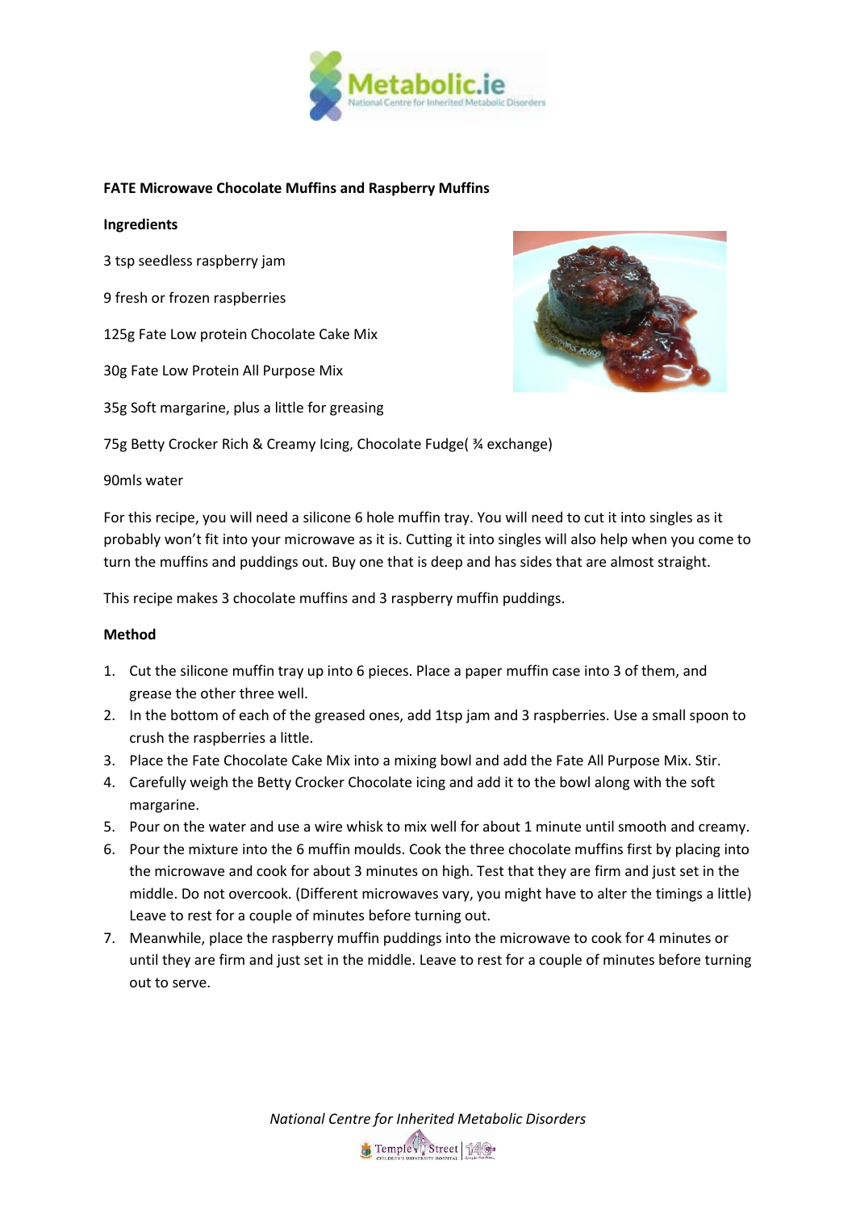**FATE Microwave Chocolate Muffins and Raspberry Muffins**

**Ingredients**

3 tsp seedless raspberry jam

9 fresh or frozen raspberries

125g Fate Low protein Chocolate Cake Mix

30g Fate Low Protein All Purpose Mix

35g Soft margarine, plus a little for greasing

75g Betty Crocker Rich & Creamy Icing, Chocolate Fudge( ¾ exchange)

90mls water

For this recipe, you will need a silicone 6 hole muffin tray. You will need to cut it into singles as it probably won't fit into your microwave as it is. Cutting it into singles will also help when you come to turn the muffins and puddings out. Buy one that is deep and has sides that are almost straight.

This recipe makes 3 chocolate muffins and 3 raspberry muffin puddings.

**Method**

1. Cut the silicone muffin tray up into 6 pieces. Place a paper muffin case into 3 of them, and grease the other three well.
2. In the bottom of each of the greased ones, add 1tsp jam and 3 raspberries. Use a small spoon to crush the raspberries a little.
3. Place the Fate Chocolate Cake Mix into a mixing bowl and add the Fate All Purpose Mix. Stir.
4. Carefully weigh the Betty Crocker Chocolate icing and add it to the bowl along with the soft margarine.
5. Pour on the water and use a wire whisk to mix well for about 1 minute until smooth and creamy.
6. Pour the mixture into the 6 muffin moulds. Cook the three chocolate muffins first by placing into the microwave and cook for about 3 minutes on high. Test that they are firm and just set in the middle. Do not overcook. (Different microwaves vary, you might have to alter the timings a little) Leave to rest for a couple of minutes before turning out.
7. Meanwhile, place the raspberry muffin puddings into the microwave to cook for 4 minutes or until they are firm and just set in the middle. Leave to rest for a couple of minutes before turning out to serve.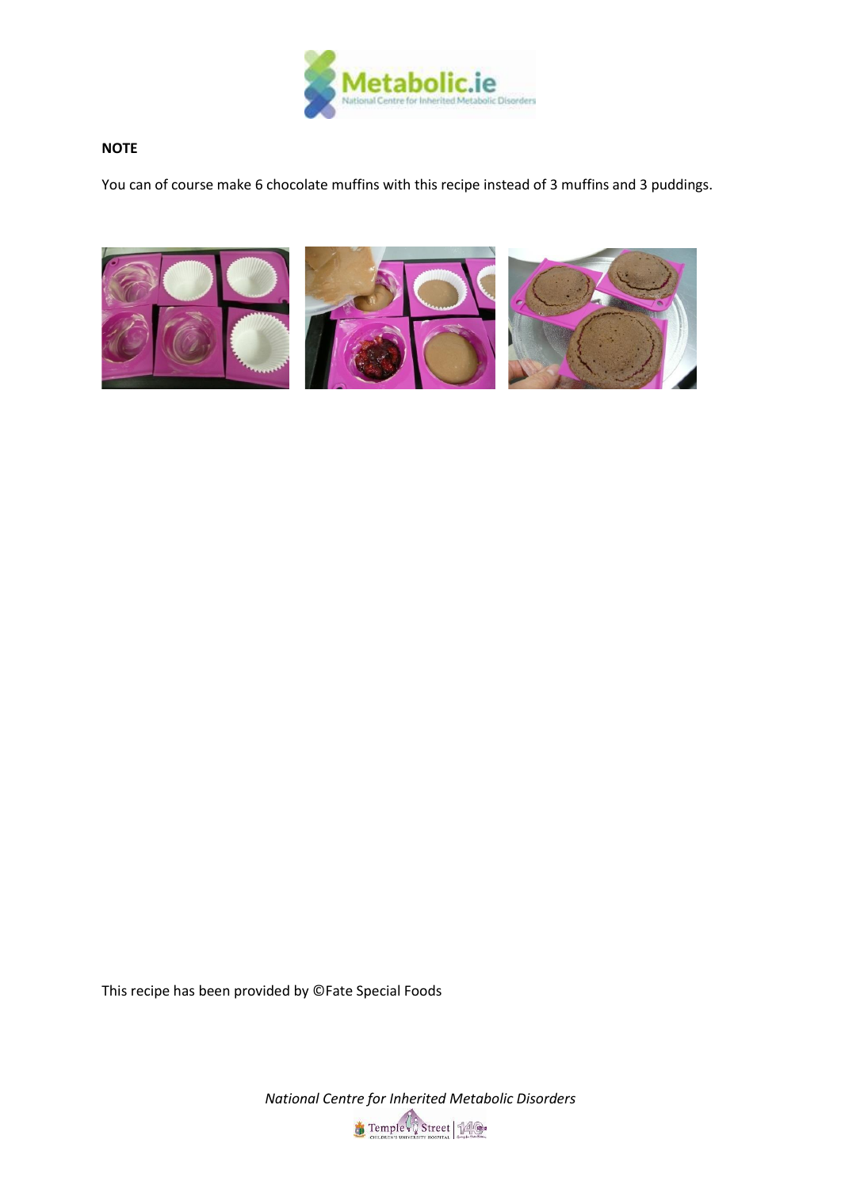**NOTE**

You can of course make 6 chocolate muffins with this recipe instead of 3 muffins and 3 puddings.

This recipe has been provided by ©Fate Special Foods